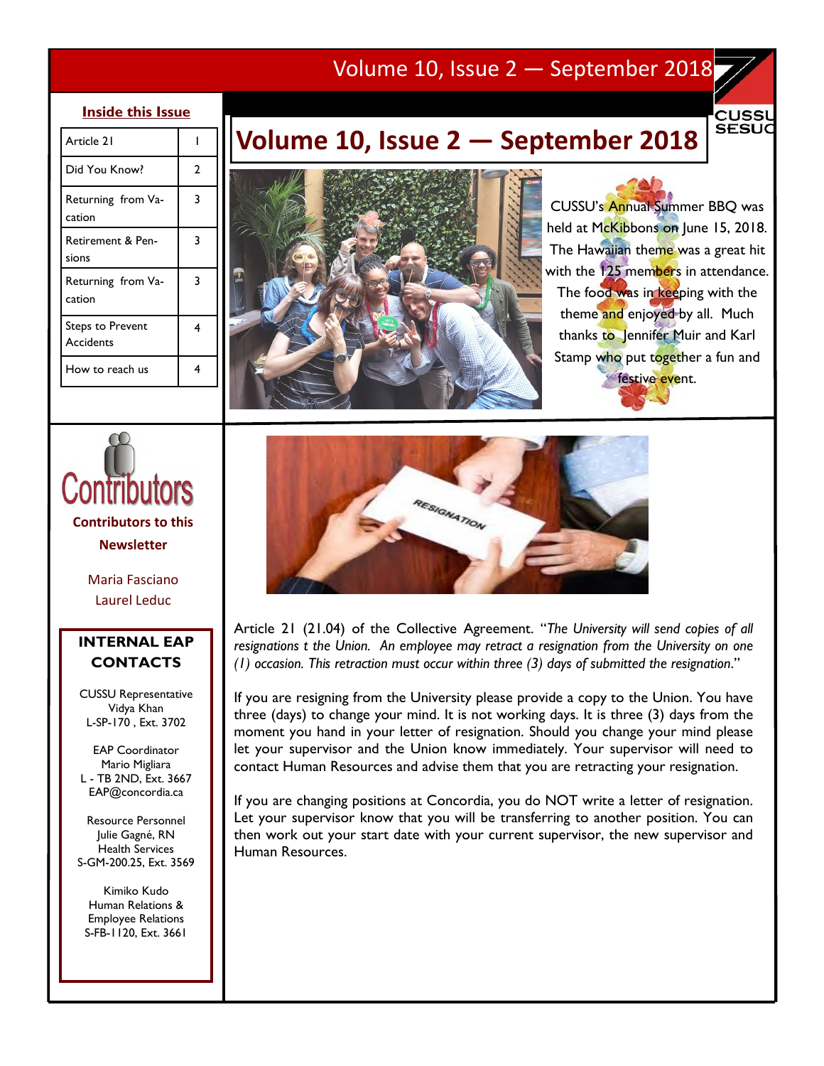# Volume 10, Issue 2 — September 2018

## Inside this Issue

| Article | Page |
|---|---|
| Article 21 | 1 |
| Did You Know? | 2 |
| Returning from Vacation | 3 |
| Retirement & Pensions | 3 |
| Returning from Vacation | 3 |
| Steps to Prevent Accidents | 4 |
| How to reach us | 4 |

CUSSU's Annual Summer BBQ was held at McKibbons on June 15, 2018. The Hawaiian theme was a great hit with the 125 members in attendance. The food was in keeping with the theme and enjoyed by all. Much thanks to Jennifer Muir and Karl Stamp who put together a fun and festive event.

## Contributors

**Contributors to this Newsletter**

Maria Fasciano
Laurel Leduc

## INTERNAL EAP CONTACTS

CUSSU Representative
Vidya Khan
L-SP-170 , Ext. 3702

EAP Coordinator
Mario Migliara
L - TB 2ND, Ext. 3667
EAP@concordia.ca

Resource Personnel
Julie Gagné, RN
Health Services
S-GM-200.25, Ext. 3569

Kimiko Kudo
Human Relations &
Employee Relations
S-FB-1120, Ext. 3661

Article 21 (21.04) of the Collective Agreement. "*The University will send copies of all resignations t the Union. An employee may retract a resignation from the University on one (1) occasion. This retraction must occur within three (3) days of submitted the resignation*."

If you are resigning from the University please provide a copy to the Union. You have three (days) to change your mind. It is not working days. It is three (3) days from the moment you hand in your letter of resignation. Should you change your mind please let your supervisor and the Union know immediately. Your supervisor will need to contact Human Resources and advise them that you are retracting your resignation.

If you are changing positions at Concordia, you do NOT write a letter of resignation. Let your supervisor know that you will be transferring to another position. You can then work out your start date with your current supervisor, the new supervisor and Human Resources.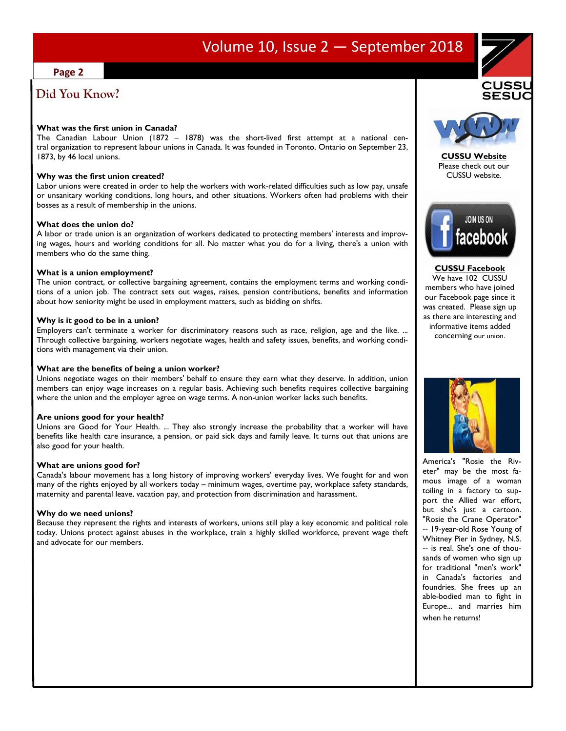## Did You Know?

**What was the first union in Canada?**
The Canadian Labour Union (1872 – 1878) was the short-lived first attempt at a national central organization to represent labour unions in Canada. It was founded in Toronto, Ontario on September 23, 1873, by 46 local unions.

**Why was the first union created?**
Labor unions were created in order to help the workers with work-related difficulties such as low pay, unsafe or unsanitary working conditions, long hours, and other situations. Workers often had problems with their bosses as a result of membership in the unions.

**What does the union do?**
A labor or trade union is an organization of workers dedicated to protecting members' interests and improving wages, hours and working conditions for all. No matter what you do for a living, there's a union with members who do the same thing.

**What is a union employment?**
The union contract, or collective bargaining agreement, contains the employment terms and working conditions of a union job. The contract sets out wages, raises, pension contributions, benefits and information about how seniority might be used in employment matters, such as bidding on shifts.

**Why is it good to be in a union?**
Employers can't terminate a worker for discriminatory reasons such as race, religion, age and the like. ... Through collective bargaining, workers negotiate wages, health and safety issues, benefits, and working conditions with management via their union.

**What are the benefits of being a union worker?**
Unions negotiate wages on their members' behalf to ensure they earn what they deserve. In addition, union members can enjoy wage increases on a regular basis. Achieving such benefits requires collective bargaining where the union and the employer agree on wage terms. A non-union worker lacks such benefits.

**Are unions good for your health?**
Unions are Good for Your Health. ... They also strongly increase the probability that a worker will have benefits like health care insurance, a pension, or paid sick days and family leave. It turns out that unions are also good for your health.

**What are unions good for?**
Canada's labour movement has a long history of improving workers' everyday lives. We fought for and won many of the rights enjoyed by all workers today – minimum wages, overtime pay, workplace safety standards, maternity and parental leave, vacation pay, and protection from discrimination and harassment.

**Why do we need unions?**
Because they represent the rights and interests of workers, unions still play a key economic and political role today. Unions protect against abuses in the workplace, train a highly skilled workforce, prevent wage theft and advocate for our members.

**CUSSU Website**
Please check out our CUSSU website.

**CUSSU Facebook**
We have 102 CUSSU members who have joined our Facebook page since it was created. Please sign up as there are interesting and informative items added concerning our union.

America's "Rosie the Riveter" may be the most famous image of a woman toiling in a factory to support the Allied war effort, but she's just a cartoon. "Rosie the Crane Operator" -- 19-year-old Rose Young of Whitney Pier in Sydney, N.S. -- is real. She's one of thousands of women who sign up for traditional "men's work" in Canada's factories and foundries. She frees up an able-bodied man to fight in Europe... and marries him when he returns!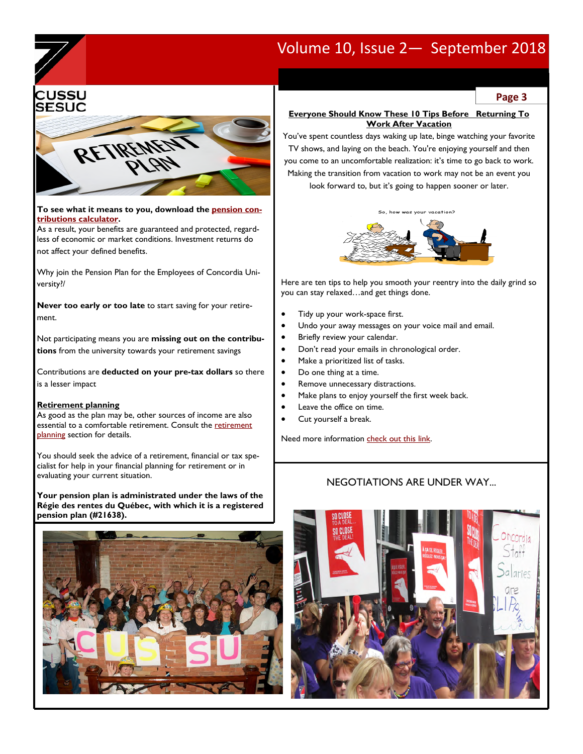**To see what it means to you, download the pension contributions calculator.**

As a result, your benefits are guaranteed and protected, regardless of economic or market conditions. Investment returns do not affect your defined benefits.

Why join the Pension Plan for the Employees of Concordia University?/

**Never too early or too late** to start saving for your retirement.

Not participating means you are **missing out on the contributions** from the university towards your retirement savings

Contributions are **deducted on your pre-tax dollars** so there is a lesser impact

**Retirement planning**

As good as the plan may be, other sources of income are also essential to a comfortable retirement. Consult the retirement planning section for details.

You should seek the advice of a retirement, financial or tax specialist for help in your financial planning for retirement or in evaluating your current situation.

**Your pension plan is administrated under the laws of the Régie des rentes du Québec, with which it is a registered pension plan (#21638).**

## Everyone Should Know These 10 Tips Before Returning To Work After Vacation

You've spent countless days waking up late, binge watching your favorite TV shows, and laying on the beach. You're enjoying yourself and then you come to an uncomfortable realization: it's time to go back to work. Making the transition from vacation to work may not be an event you look forward to, but it's going to happen sooner or later.

Here are ten tips to help you smooth your reentry into the daily grind so you can stay relaxed…and get things done.

- Tidy up your work-space first.
- Undo your away messages on your voice mail and email.
- Briefly review your calendar.
- Don't read your emails in chronological order.
- Make a prioritized list of tasks.
- Do one thing at a time.
- Remove unnecessary distractions.
- Make plans to enjoy yourself the first week back.
- Leave the office on time.
- Cut yourself a break.

Need more information check out this link.

NEGOTIATIONS ARE UNDER WAY...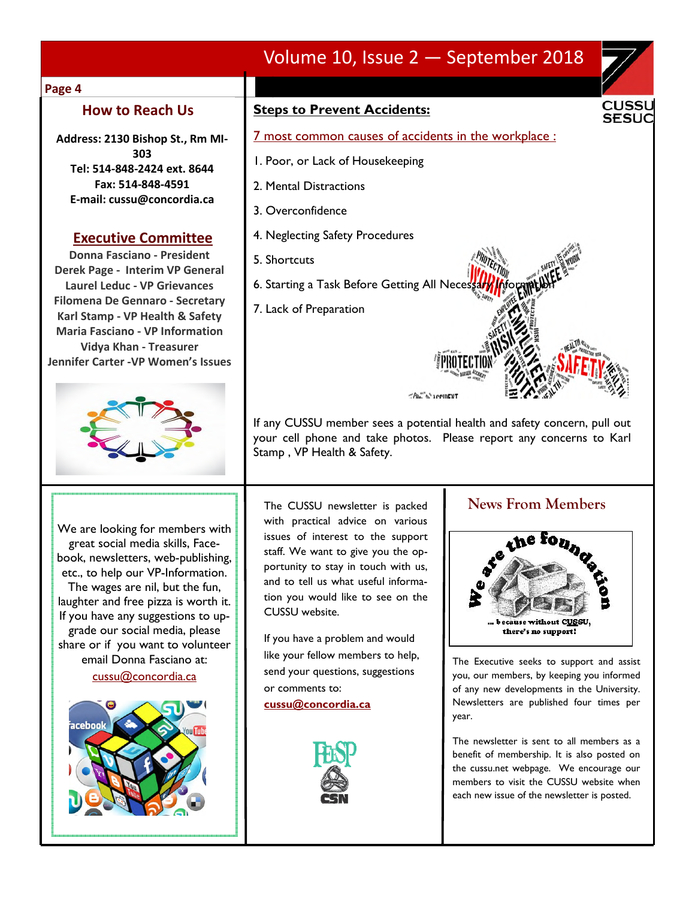## How to Reach Us

**Address: 2130 Bishop St., Rm MI-303**
**Tel: 514-848-2424 ext. 8644**
**Fax: 514-848-4591**
**E-mail: cussu@concordia.ca**

## Executive Committee

**Donna Fasciano - President**
**Derek Page - Interim VP General**
**Laurel Leduc - VP Grievances**
**Filomena De Gennaro - Secretary**
**Karl Stamp - VP Health & Safety**
**Maria Fasciano - VP Information**
**Vidya Khan - Treasurer**
**Jennifer Carter -VP Women's Issues**

## Steps to Prevent Accidents:

7 most common causes of accidents in the workplace :

1. Poor, or Lack of Housekeeping
2. Mental Distractions
3. Overconfidence
4. Neglecting Safety Procedures
5. Shortcuts
6. Starting a Task Before Getting All Necessary Information
7. Lack of Preparation

If any CUSSU member sees a potential health and safety concern, pull out your cell phone and take photos. Please report any concerns to Karl Stamp , VP Health & Safety.

We are looking for members with great social media skills, Facebook, newsletters, web-publishing, etc., to help our VP-Information. The wages are nil, but the fun, laughter and free pizza is worth it. If you have any suggestions to upgrade our social media, please share or if you want to volunteer email Donna Fasciano at:

cussu@concordia.ca

The CUSSU newsletter is packed with practical advice on various issues of interest to the support staff. We want to give you the opportunity to stay in touch with us, and to tell us what useful information you would like to see on the CUSSU website.

If you have a problem and would like your fellow members to help, send your questions, suggestions or comments to:

**cussu@concordia.ca**

## News From Members

We are the foundation

... because without CUSSU, there's no support!

The Executive seeks to support and assist you, our members, by keeping you informed of any new developments in the University. Newsletters are published four times per year.

The newsletter is sent to all members as a benefit of membership. It is also posted on the cussu.net webpage. We encourage our members to visit the CUSSU website when each new issue of the newsletter is posted.